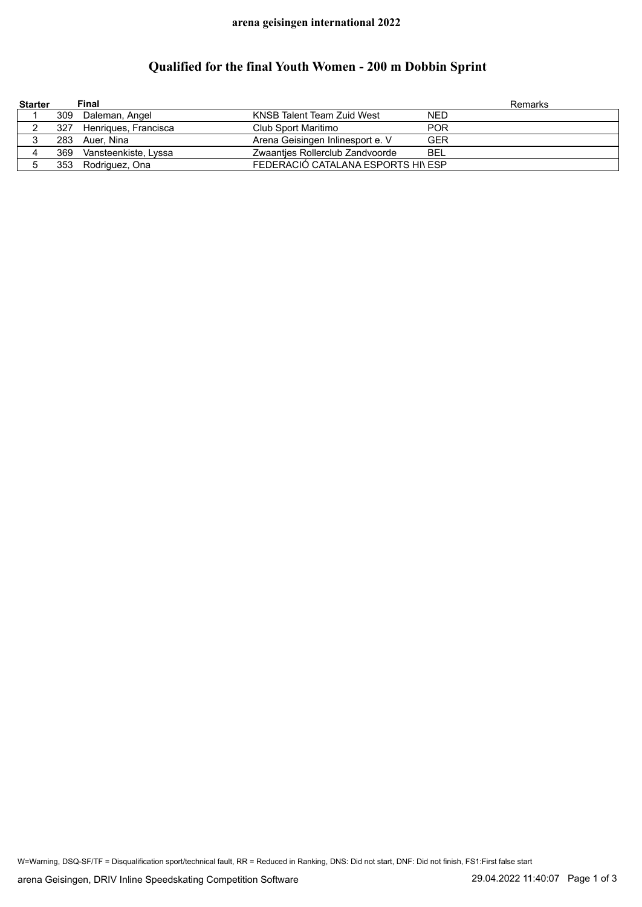**arena geisingen international 2022**

# Qualified for the final Youth Women - 200 m Dobbin Sprint

| Starter | Final | | | | Remarks |
|---|---|---|---|---|---|
| 1 | 309 | Daleman, Angel | KNSB Talent Team Zuid West | NED | |
| 2 | 327 | Henriques, Francisca | Club Sport Maritimo | POR | |
| 3 | 283 | Auer, Nina | Arena Geisingen Inlinesport e. V | GER | |
| 4 | 369 | Vansteenkiste, Lyssa | Zwaantjes Rollerclub Zandvoorde | BEL | |
| 5 | 353 | Rodriguez, Ona | FEDERACIÓ CATALANA ESPORTS HI\ | ESP | |

W=Warning, DSQ-SF/TF = Disqualification sport/technical fault, RR = Reduced in Ranking, DNS: Did not start, DNF: Did not finish, FS1:First false start

arena Geisingen, DRIV Inline Speedskating Competition Software 29.04.2022 11:40:07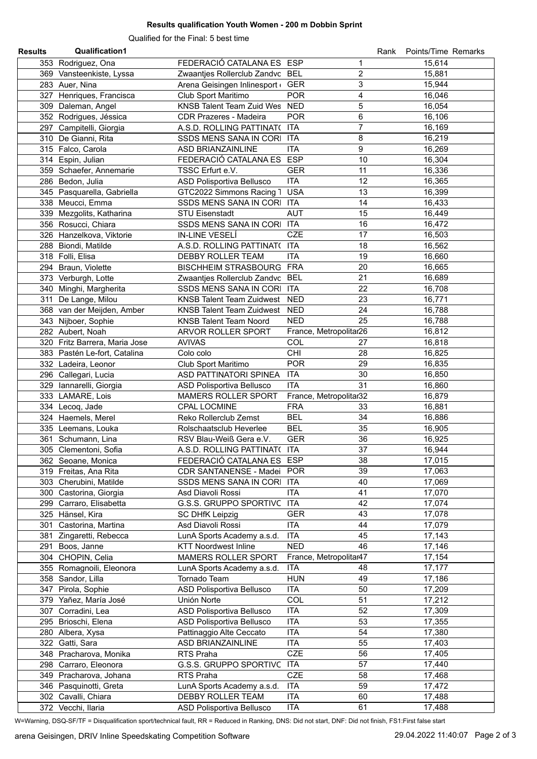**Results qualification Youth Women - 200 m Dobbin Sprint**

Qualified for the Final: 5 best time

| Results | Qualification1 | | | Rank | Points/Time | Remarks |
|---|---|---|---|---|---|---|
| 353 | Rodriguez, Ona | FEDERACIÓ CATALANA ES | ESP | 1 | 15,614 | |
| 369 | Vansteenkiste, Lyssa | Zwaantjes Rollerclub Zandvc | BEL | 2 | 15,881 | |
| 283 | Auer, Nina | Arena Geisingen Inlinesport ( | GER | 3 | 15,944 | |
| 327 | Henriques, Francisca | Club Sport Maritimo | POR | 4 | 16,046 | |
| 309 | Daleman, Angel | KNSB Talent Team Zuid Wes | NED | 5 | 16,054 | |
| 352 | Rodrigues, Jéssica | CDR Prazeres - Madeira | POR | 6 | 16,106 | |
| 297 | Campitelli, Giorgia | A.S.D. ROLLING PATTINAT( | ITA | 7 | 16,169 | |
| 310 | De Gianni, Rita | SSDS MENS SANA IN CORI | ITA | 8 | 16,219 | |
| 315 | Falco, Carola | ASD BRIANZAINLINE | ITA | 9 | 16,269 | |
| 314 | Espin, Julian | FEDERACIÓ CATALANA ES | ESP | 10 | 16,304 | |
| 359 | Schaefer, Annemarie | TSSC Erfurt e.V. | GER | 11 | 16,336 | |
| 286 | Bedon, Julia | ASD Polisportiva Bellusco | ITA | 12 | 16,365 | |
| 345 | Pasquarella, Gabriella | GTC2022 Simmons Racing T | USA | 13 | 16,399 | |
| 338 | Meucci, Emma | SSDS MENS SANA IN CORI | ITA | 14 | 16,433 | |
| 339 | Mezgolits, Katharina | STU Eisenstadt | AUT | 15 | 16,449 | |
| 356 | Rosucci, Chiara | SSDS MENS SANA IN CORI | ITA | 16 | 16,472 | |
| 326 | Hanzelkova, Viktorie | IN-LINE VESELÍ | CZE | 17 | 16,503 | |
| 288 | Biondi, Matilde | A.S.D. ROLLING PATTINAT( | ITA | 18 | 16,562 | |
| 318 | Folli, Elisa | DEBBY ROLLER TEAM | ITA | 19 | 16,660 | |
| 294 | Braun, Violette | BISCHHEIM STRASBOURG | FRA | 20 | 16,665 | |
| 373 | Verburgh, Lotte | Zwaantjes Rollerclub Zandvc | BEL | 21 | 16,689 | |
| 340 | Minghi, Margherita | SSDS MENS SANA IN CORI | ITA | 22 | 16,708 | |
| 311 | De Lange, Milou | KNSB Talent Team Zuidwest | NED | 23 | 16,771 | |
| 368 | van der Meijden, Amber | KNSB Talent Team Zuidwest | NED | 24 | 16,788 | |
| 343 | Nijboer, Sophie | KNSB Talent Team Noord | NED | 25 | 16,788 | |
| 282 | Aubert, Noah | ARVOR ROLLER SPORT | France, Metropolitar | 26 | 16,812 | |
| 320 | Fritz Barrera, Maria Jose | AVIVAS | COL | 27 | 16,818 | |
| 383 | Pastén Le-fort, Catalina | Colo colo | CHI | 28 | 16,825 | |
| 332 | Ladeira, Leonor | Club Sport Maritimo | POR | 29 | 16,835 | |
| 296 | Callegari, Lucia | ASD PATTINATORI SPINEA | ITA | 30 | 16,850 | |
| 329 | Iannarelli, Giorgia | ASD Polisportiva Bellusco | ITA | 31 | 16,860 | |
| 333 | LAMARE, Lois | MAMERS ROLLER SPORT | France, Metropolitar | 32 | 16,879 | |
| 334 | Lecoq, Jade | CPAL LOCMINE | FRA | 33 | 16,881 | |
| 324 | Haemels, Merel | Reko Rollerclub Zemst | BEL | 34 | 16,886 | |
| 335 | Leemans, Louka | Rolschaatsclub Heverlee | BEL | 35 | 16,905 | |
| 361 | Schumann, Lina | RSV Blau-Weiß Gera e.V. | GER | 36 | 16,925 | |
| 305 | Clementoni, Sofia | A.S.D. ROLLING PATTINAT( | ITA | 37 | 16,944 | |
| 362 | Seoane, Monica | FEDERACIÓ CATALANA ES | ESP | 38 | 17,015 | |
| 319 | Freitas, Ana Rita | CDR SANTANENSE - Madei | POR | 39 | 17,063 | |
| 303 | Cherubini, Matilde | SSDS MENS SANA IN CORI | ITA | 40 | 17,069 | |
| 300 | Castorina, Giorgia | Asd Diavoli Rossi | ITA | 41 | 17,070 | |
| 299 | Carraro, Elisabetta | G.S.S. GRUPPO SPORTIVC | ITA | 42 | 17,074 | |
| 325 | Hänsel, Kira | SC DHfK Leipzig | GER | 43 | 17,078 | |
| 301 | Castorina, Martina | Asd Diavoli Rossi | ITA | 44 | 17,079 | |
| 381 | Zingaretti, Rebecca | LunA Sports Academy a.s.d. | ITA | 45 | 17,143 | |
| 291 | Boos, Janne | KTT Noordwest Inline | NED | 46 | 17,146 | |
| 304 | CHOPIN, Celia | MAMERS ROLLER SPORT | France, Metropolitar | 47 | 17,154 | |
| 355 | Romagnoili, Eleonora | LunA Sports Academy a.s.d. | ITA | 48 | 17,177 | |
| 358 | Sandor, Lilla | Tornado Team | HUN | 49 | 17,186 | |
| 347 | Pirola, Sophie | ASD Polisportiva Bellusco | ITA | 50 | 17,209 | |
| 379 | Yañez, María José | Unión Norte | COL | 51 | 17,212 | |
| 307 | Corradini, Lea | ASD Polisportiva Bellusco | ITA | 52 | 17,309 | |
| 295 | Brioschi, Elena | ASD Polisportiva Bellusco | ITA | 53 | 17,355 | |
| 280 | Albera, Xysa | Pattinaggio Alte Ceccato | ITA | 54 | 17,380 | |
| 322 | Gatti, Sara | ASD BRIANZAINLINE | ITA | 55 | 17,403 | |
| 348 | Pracharova, Monika | RTS Praha | CZE | 56 | 17,405 | |
| 298 | Carraro, Eleonora | G.S.S. GRUPPO SPORTIVC | ITA | 57 | 17,440 | |
| 349 | Pracharova, Johana | RTS Praha | CZE | 58 | 17,468 | |
| 346 | Pasquinotti, Greta | LunA Sports Academy a.s.d. | ITA | 59 | 17,472 | |
| 302 | Cavalli, Chiara | DEBBY ROLLER TEAM | ITA | 60 | 17,488 | |
| 372 | Vecchi, Ilaria | ASD Polisportiva Bellusco | ITA | 61 | 17,488 | |

W=Warning, DSQ-SF/TF = Disqualification sport/technical fault, RR = Reduced in Ranking, DNS: Did not start, DNF: Did not finish, FS1:First false start

arena Geisingen, DRIV Inline Speedskating Competition Software 29.04.2022 11:40:07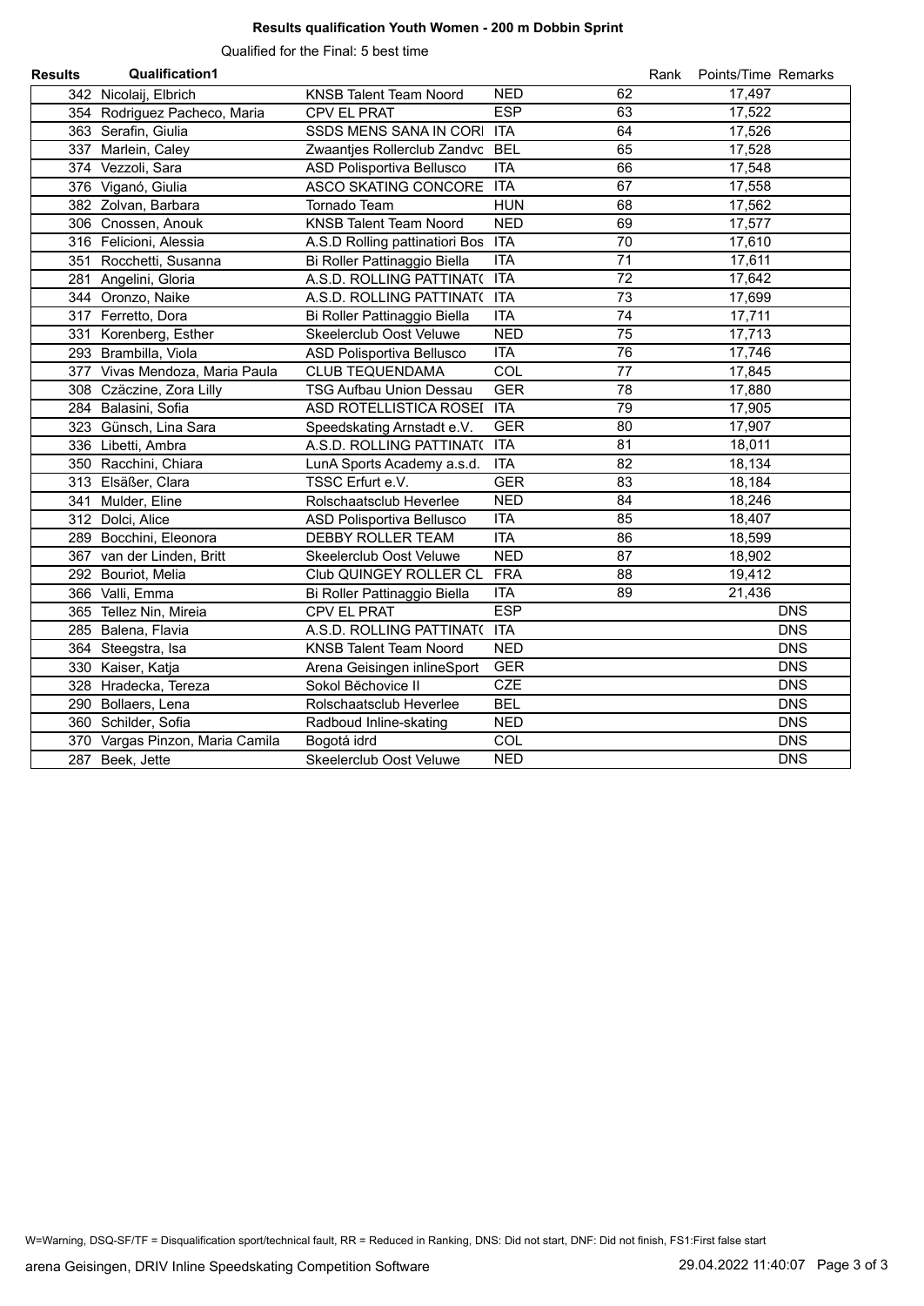**Results qualification Youth Women - 200 m Dobbin Sprint**

Qualified for the Final: 5 best time

| Results | Qualification1 | | | Rank | Points/Time | Remarks |
|---|---|---|---|---|---|---|
| 342 | Nicolaij, Elbrich | KNSB Talent Team Noord | NED | 62 | 17,497 | |
| 354 | Rodriguez Pacheco, Maria | CPV EL PRAT | ESP | 63 | 17,522 | |
| 363 | Serafin, Giulia | SSDS MENS SANA IN CORI | ITA | 64 | 17,526 | |
| 337 | Marlein, Caley | Zwaantjes Rollerclub Zandvc | BEL | 65 | 17,528 | |
| 374 | Vezzoli, Sara | ASD Polisportiva Bellusco | ITA | 66 | 17,548 | |
| 376 | Viganó, Giulia | ASCO SKATING CONCORE | ITA | 67 | 17,558 | |
| 382 | Zolvan, Barbara | Tornado Team | HUN | 68 | 17,562 | |
| 306 | Cnossen, Anouk | KNSB Talent Team Noord | NED | 69 | 17,577 | |
| 316 | Felicioni, Alessia | A.S.D Rolling pattinatiori Bos | ITA | 70 | 17,610 | |
| 351 | Rocchetti, Susanna | Bi Roller Pattinaggio Biella | ITA | 71 | 17,611 | |
| 281 | Angelini, Gloria | A.S.D. ROLLING PATTINAT( | ITA | 72 | 17,642 | |
| 344 | Oronzo, Naike | A.S.D. ROLLING PATTINAT( | ITA | 73 | 17,699 | |
| 317 | Ferretto, Dora | Bi Roller Pattinaggio Biella | ITA | 74 | 17,711 | |
| 331 | Korenberg, Esther | Skeelerclub Oost Veluwe | NED | 75 | 17,713 | |
| 293 | Brambilla, Viola | ASD Polisportiva Bellusco | ITA | 76 | 17,746 | |
| 377 | Vivas Mendoza, Maria Paula | CLUB TEQUENDAMA | COL | 77 | 17,845 | |
| 308 | Czäczine, Zora Lilly | TSG Aufbau Union Dessau | GER | 78 | 17,880 | |
| 284 | Balasini, Sofia | ASD ROTELLISTICA ROSEI | ITA | 79 | 17,905 | |
| 323 | Günsch, Lina Sara | Speedskating Arnstadt e.V. | GER | 80 | 17,907 | |
| 336 | Libetti, Ambra | A.S.D. ROLLING PATTINAT( | ITA | 81 | 18,011 | |
| 350 | Racchini, Chiara | LunA Sports Academy a.s.d. | ITA | 82 | 18,134 | |
| 313 | Elsäßer, Clara | TSSC Erfurt e.V. | GER | 83 | 18,184 | |
| 341 | Mulder, Eline | Rolschaatsclub Heverlee | NED | 84 | 18,246 | |
| 312 | Dolci, Alice | ASD Polisportiva Bellusco | ITA | 85 | 18,407 | |
| 289 | Bocchini, Eleonora | DEBBY ROLLER TEAM | ITA | 86 | 18,599 | |
| 367 | van der Linden, Britt | Skeelerclub Oost Veluwe | NED | 87 | 18,902 | |
| 292 | Bouriot, Melia | Club QUINGEY ROLLER CL | FRA | 88 | 19,412 | |
| 366 | Valli, Emma | Bi Roller Pattinaggio Biella | ITA | 89 | 21,436 | |
| 365 | Tellez Nin, Mireia | CPV EL PRAT | ESP | | | DNS |
| 285 | Balena, Flavia | A.S.D. ROLLING PATTINAT( | ITA | | | DNS |
| 364 | Steegstra, Isa | KNSB Talent Team Noord | NED | | | DNS |
| 330 | Kaiser, Katja | Arena Geisingen inlineSport | GER | | | DNS |
| 328 | Hradecka, Tereza | Sokol Běchovice II | CZE | | | DNS |
| 290 | Bollaers, Lena | Rolschaatsclub Heverlee | BEL | | | DNS |
| 360 | Schilder, Sofia | Radboud Inline-skating | NED | | | DNS |
| 370 | Vargas Pinzon, Maria Camila | Bogotá idrd | COL | | | DNS |
| 287 | Beek, Jette | Skeelerclub Oost Veluwe | NED | | | DNS |

W=Warning, DSQ-SF/TF = Disqualification sport/technical fault, RR = Reduced in Ranking, DNS: Did not start, DNF: Did not finish, FS1:First false start

arena Geisingen, DRIV Inline Speedskating Competition Software 29.04.2022 11:40:07